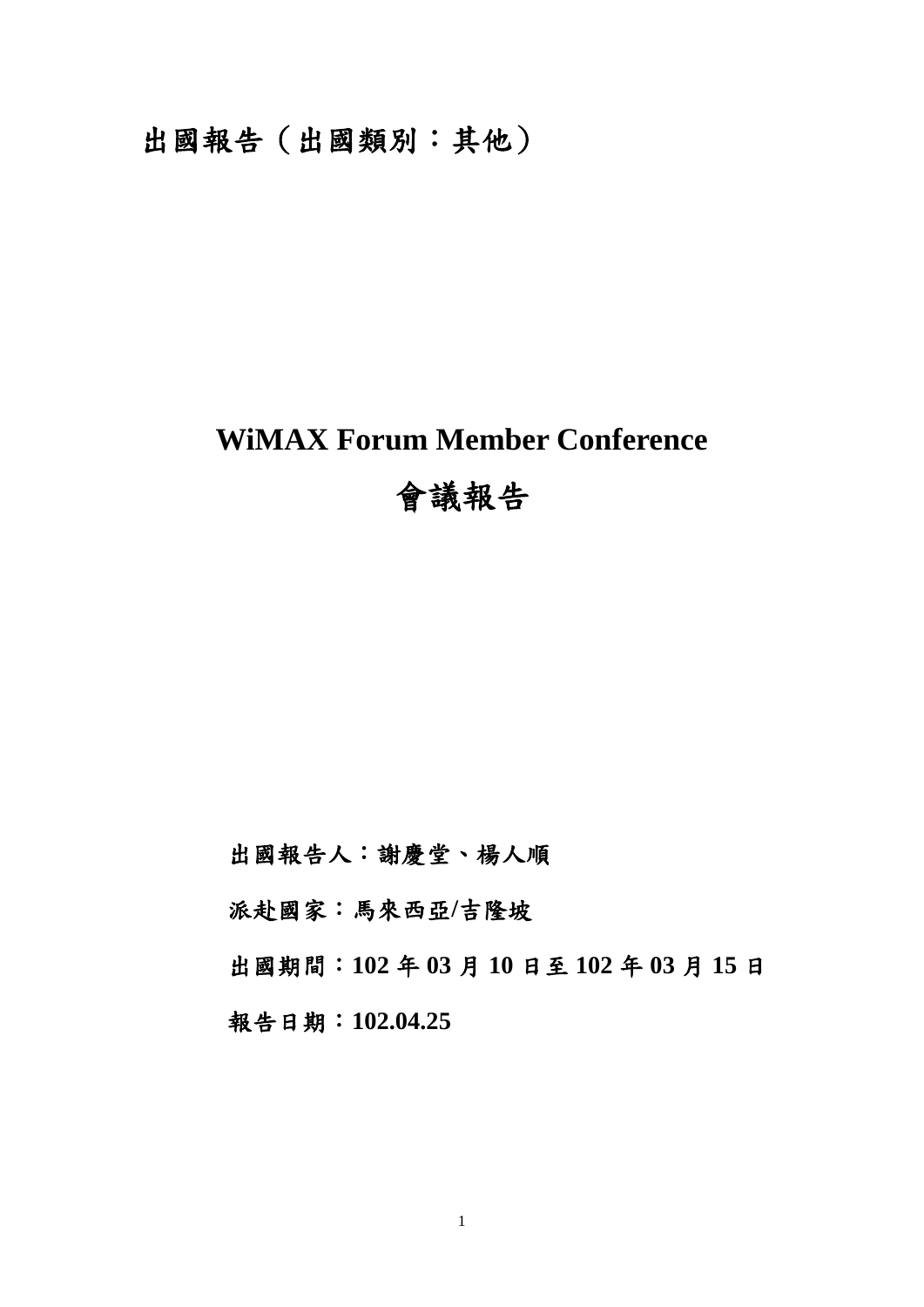出國報告（出國類別：其他）

# WiMAX Forum Member Conference

# 會議報告

**出國報告人：謝慶堂、楊人順**

**派赴國家：馬來西亞/吉隆坡**

**出國期間：102 年 03 月 10 日至 102 年 03 月 15 日**

**報告日期：102.04.25**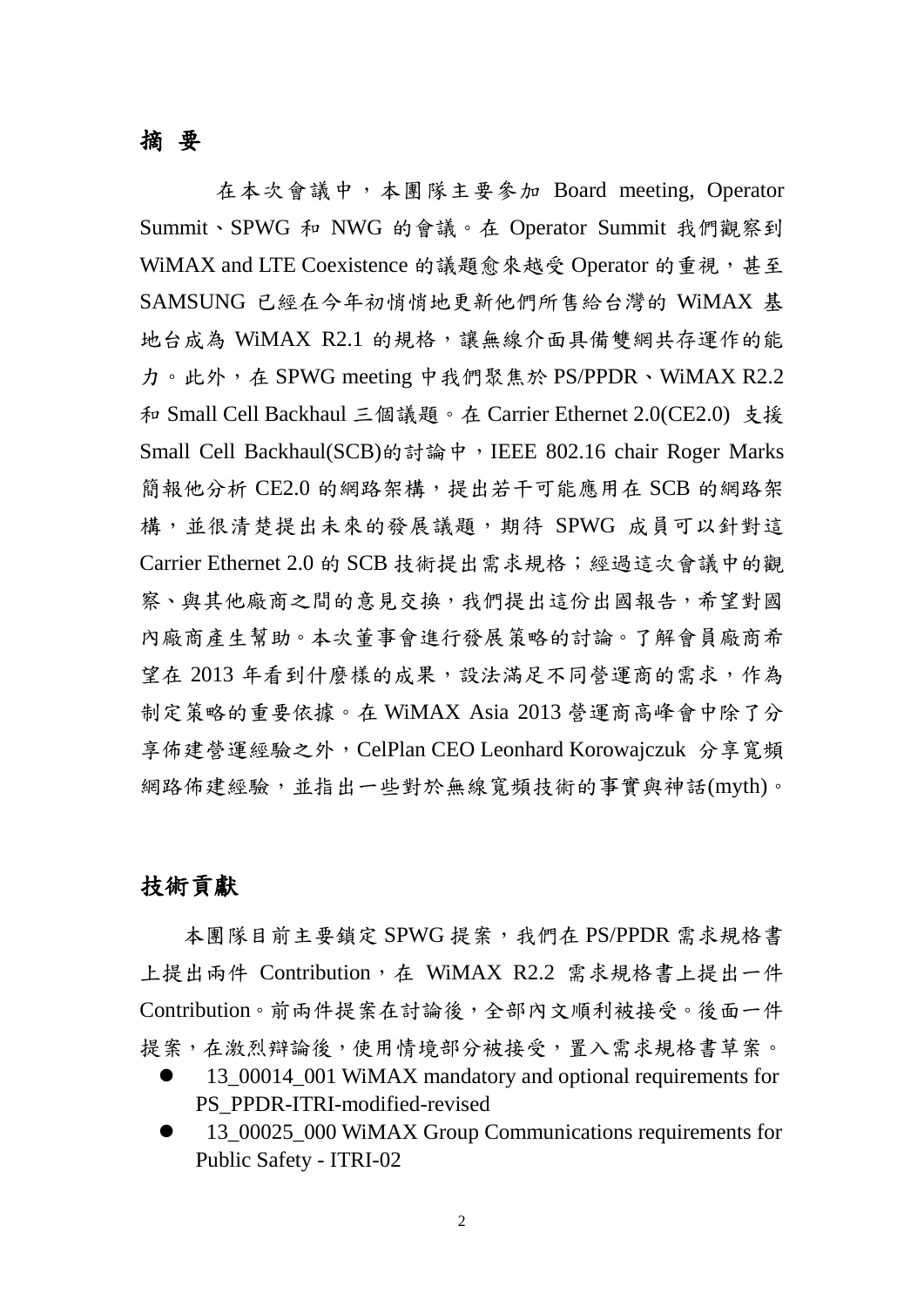## 摘 要

在本次會議中，本團隊主要參加 Board meeting, Operator Summit、SPWG 和 NWG 的會議。在 Operator Summit 我們觀察到 WiMAX and LTE Coexistence 的議題愈來越受 Operator 的重視，甚至 SAMSUNG 已經在今年初悄悄地更新他們所售給台灣的 WiMAX 基地台成為 WiMAX R2.1 的規格，讓無線介面具備雙網共存運作的能力。此外，在 SPWG meeting 中我們聚焦於 PS/PPDR、WiMAX R2.2 和 Small Cell Backhaul 三個議題。在 Carrier Ethernet 2.0(CE2.0) 支援 Small Cell Backhaul(SCB)的討論中，IEEE 802.16 chair Roger Marks 簡報他分析 CE2.0 的網路架構，提出若干可能應用在 SCB 的網路架構，並很清楚提出未來的發展議題，期待 SPWG 成員可以針對這 Carrier Ethernet 2.0 的 SCB 技術提出需求規格；經過這次會議中的觀察、與其他廠商之間的意見交換，我們提出這份出國報告，希望對國內廠商產生幫助。本次董事會進行發展策略的討論。了解會員廠商希望在 2013 年看到什麼樣的成果，設法滿足不同營運商的需求，作為制定策略的重要依據。在 WiMAX Asia 2013 營運商高峰會中除了分享佈建營運經驗之外，CelPlan CEO Leonhard Korowajczuk 分享寬頻網路佈建經驗，並指出一些對於無線寬頻技術的事實與神話(myth)。

## 技術貢獻

本團隊目前主要鎖定 SPWG 提案，我們在 PS/PPDR 需求規格書上提出兩件 Contribution，在 WiMAX R2.2 需求規格書上提出一件 Contribution。前兩件提案在討論後，全部內文順利被接受。後面一件提案，在激烈辯論後，使用情境部分被接受，置入需求規格書草案。

- 13_00014_001 WiMAX mandatory and optional requirements for PS_PPDR-ITRI-modified-revised
- 13_00025_000 WiMAX Group Communications requirements for Public Safety - ITRI-02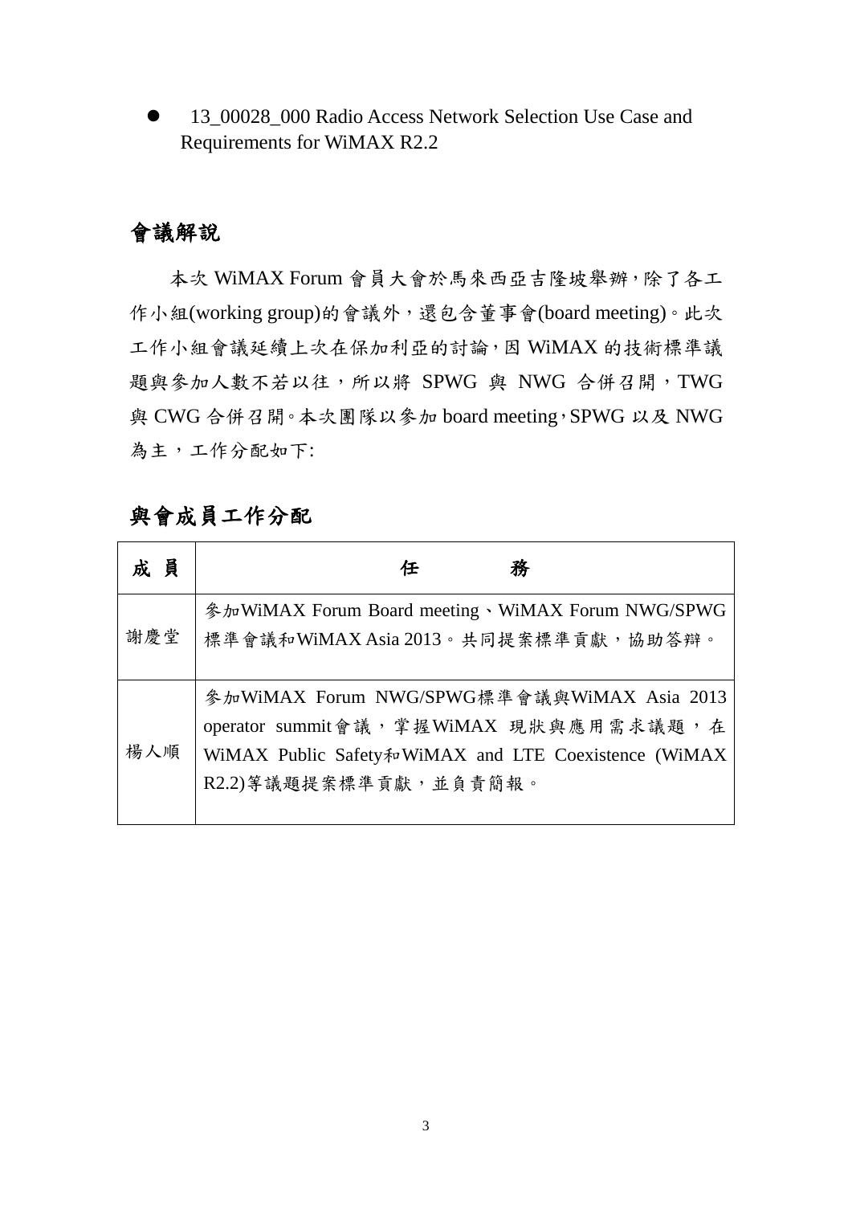- 13_00028_000 Radio Access Network Selection Use Case and Requirements for WiMAX R2.2

## 會議解說

本次 WiMAX Forum 會員大會於馬來西亞吉隆坡舉辦，除了各工作小組(working group)的會議外，還包含董事會(board meeting)。此次工作小組會議延續上次在保加利亞的討論，因 WiMAX 的技術標準議題與參加人數不若以往，所以將 SPWG 與 NWG 合併召開，TWG 與 CWG 合併召開。本次團隊以參加 board meeting，SPWG 以及 NWG 為主，工作分配如下:

## 與會成員工作分配

| 成 員 | 任 務 |
|---|---|
| 謝慶堂 | 參加WiMAX Forum Board meeting、WiMAX Forum NWG/SPWG 標準會議和WiMAX Asia 2013。共同提案標準貢獻，協助答辯。 |
| 楊人順 | 參加WiMAX Forum NWG/SPWG標準會議與WiMAX Asia 2013 operator summit會議，掌握WiMAX 現狀與應用需求議題，在 WiMAX Public Safety和WiMAX and LTE Coexistence (WiMAX R2.2)等議題提案標準貢獻，並負責簡報。 |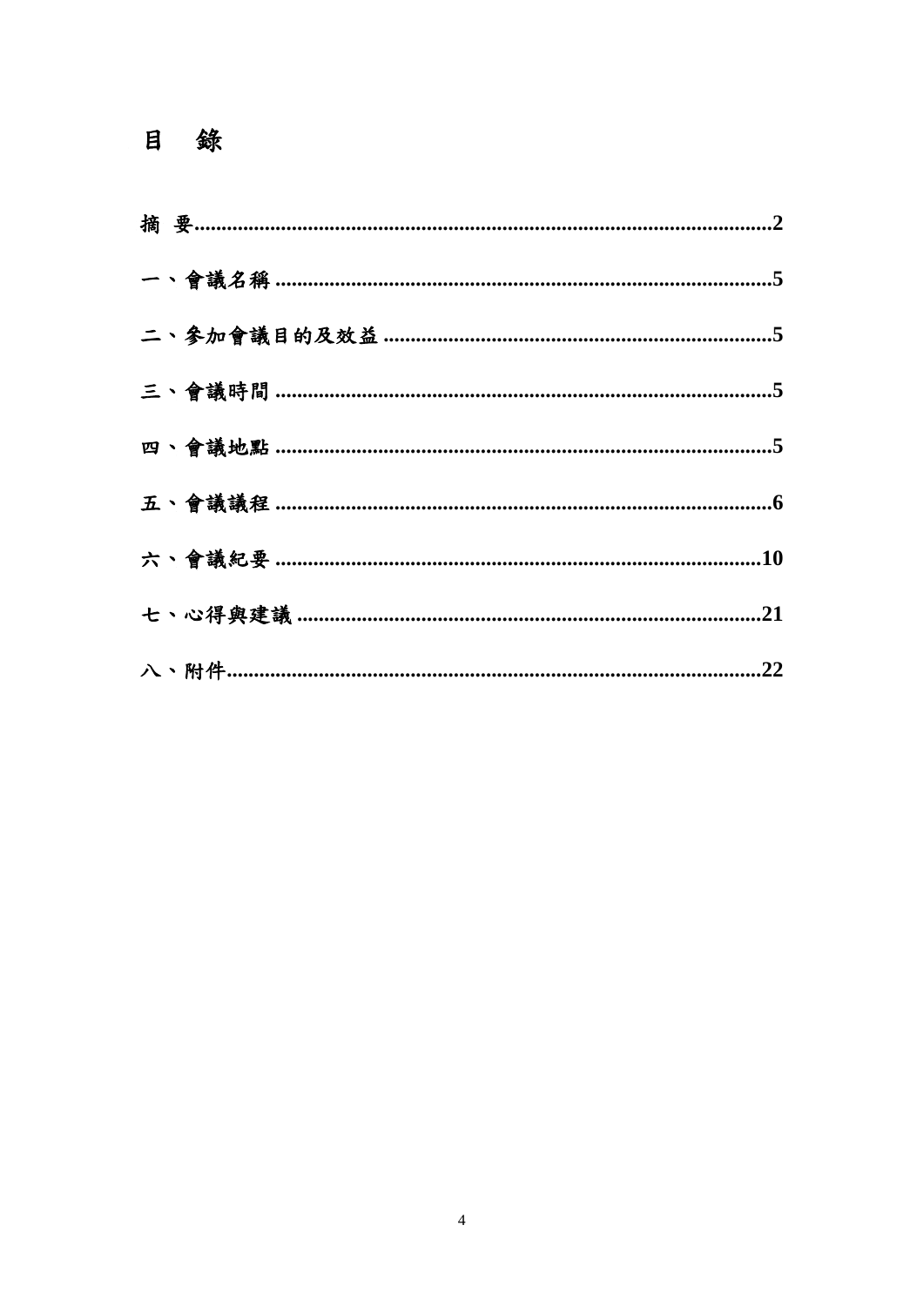# 目　錄

摘 要......................................................................................................2

一、會議名稱 .........................................................................................5

二、參加會議目的及效益 .......................................................................5

三、會議時間 .........................................................................................5

四、會議地點 .........................................................................................5

五、會議議程 .........................................................................................6

六、會議紀要 .......................................................................................10

七、心得與建議 ....................................................................................21

八、附件................................................................................................22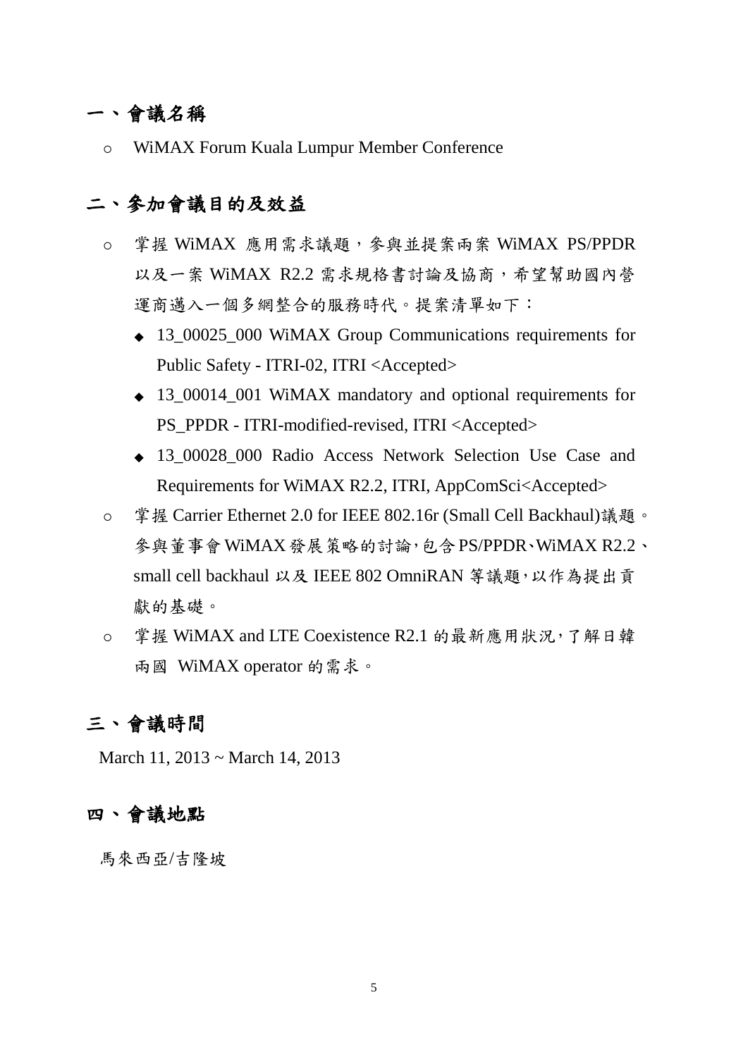## 一、會議名稱

- WiMAX Forum Kuala Lumpur Member Conference

## 二、參加會議目的及效益

- 掌握 WiMAX 應用需求議題，參與並提案兩案 WiMAX PS/PPDR 以及一案 WiMAX R2.2 需求規格書討論及協商，希望幫助國內營運商邁入一個多網整合的服務時代。提案清單如下：
  - 13_00025_000 WiMAX Group Communications requirements for Public Safety - ITRI-02, ITRI <Accepted>
  - 13_00014_001 WiMAX mandatory and optional requirements for PS_PPDR - ITRI-modified-revised, ITRI <Accepted>
  - 13_00028_000 Radio Access Network Selection Use Case and Requirements for WiMAX R2.2, ITRI, AppComSci<Accepted>
- 掌握 Carrier Ethernet 2.0 for IEEE 802.16r (Small Cell Backhaul)議題。參與董事會 WiMAX 發展策略的討論，包含 PS/PPDR、WiMAX R2.2、small cell backhaul 以及 IEEE 802 OmniRAN 等議題，以作為提出貢獻的基礎。
- 掌握 WiMAX and LTE Coexistence R2.1 的最新應用狀況，了解日韓兩國 WiMAX operator 的需求。

## 三、會議時間

March 11, 2013 ~ March 14, 2013

## 四、會議地點

馬來西亞/吉隆坡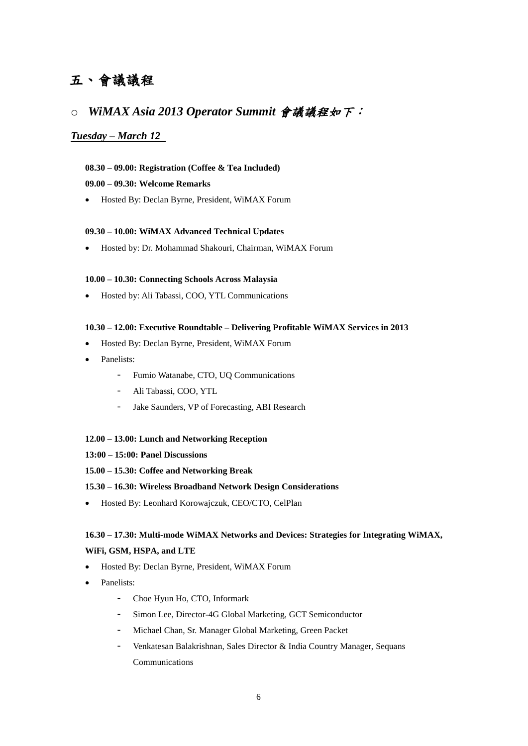# 五、會議議程

- ***WiMAX Asia 2013 Operator Summit* 會議議程如下：**

***Tuesday – March 12***

**08.30 – 09.00: Registration (Coffee & Tea Included)**

**09.00 – 09.30: Welcome Remarks**

- Hosted By: Declan Byrne, President, WiMAX Forum

**09.30 – 10.00: WiMAX Advanced Technical Updates**

- Hosted by: Dr. Mohammad Shakouri, Chairman, WiMAX Forum

**10.00 – 10.30: Connecting Schools Across Malaysia**

- Hosted by: Ali Tabassi, COO, YTL Communications

**10.30 – 12.00: Executive Roundtable – Delivering Profitable WiMAX Services in 2013**

- Hosted By: Declan Byrne, President, WiMAX Forum
- Panelists:
  - Fumio Watanabe, CTO, UQ Communications
  - Ali Tabassi, COO, YTL
  - Jake Saunders, VP of Forecasting, ABI Research

**12.00 – 13.00: Lunch and Networking Reception**

**13:00 – 15:00: Panel Discussions**

**15.00 – 15.30: Coffee and Networking Break**

**15.30 – 16.30: Wireless Broadband Network Design Considerations**

- Hosted By: Leonhard Korowajczuk, CEO/CTO, CelPlan

**16.30 – 17.30: Multi-mode WiMAX Networks and Devices: Strategies for Integrating WiMAX, WiFi, GSM, HSPA, and LTE**

- Hosted By: Declan Byrne, President, WiMAX Forum
- Panelists:
  - Choe Hyun Ho, CTO, Informark
  - Simon Lee, Director-4G Global Marketing, GCT Semiconductor
  - Michael Chan, Sr. Manager Global Marketing, Green Packet
  - Venkatesan Balakrishnan, Sales Director & India Country Manager, Sequans Communications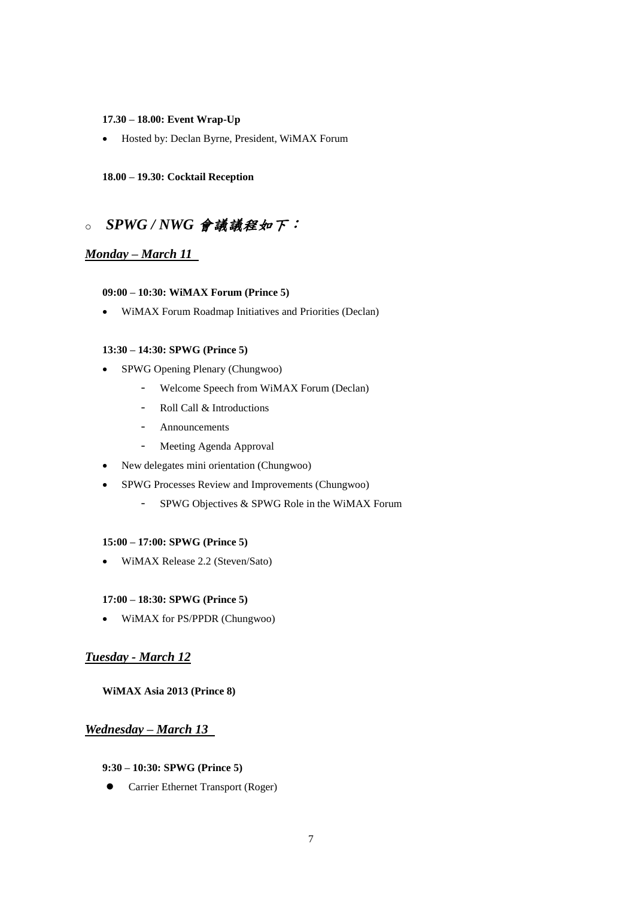**17.30 – 18.00: Event Wrap-Up**

- Hosted by: Declan Byrne, President, WiMAX Forum

**18.00 – 19.30: Cocktail Reception**

- ***SPWG / NWG 會議議程如下：***

***Monday – March 11***

**09:00 – 10:30: WiMAX Forum (Prince 5)**

- WiMAX Forum Roadmap Initiatives and Priorities (Declan)

**13:30 – 14:30: SPWG (Prince 5)**

- SPWG Opening Plenary (Chungwoo)
  - Welcome Speech from WiMAX Forum (Declan)
  - Roll Call & Introductions
  - Announcements
  - Meeting Agenda Approval
- New delegates mini orientation (Chungwoo)
- SPWG Processes Review and Improvements (Chungwoo)
  - SPWG Objectives & SPWG Role in the WiMAX Forum

**15:00 – 17:00: SPWG (Prince 5)**

- WiMAX Release 2.2 (Steven/Sato)

**17:00 – 18:30: SPWG (Prince 5)**

- WiMAX for PS/PPDR (Chungwoo)

***Tuesday - March 12***

**WiMAX Asia 2013 (Prince 8)**

***Wednesday – March 13***

**9:30 – 10:30: SPWG (Prince 5)**

- Carrier Ethernet Transport (Roger)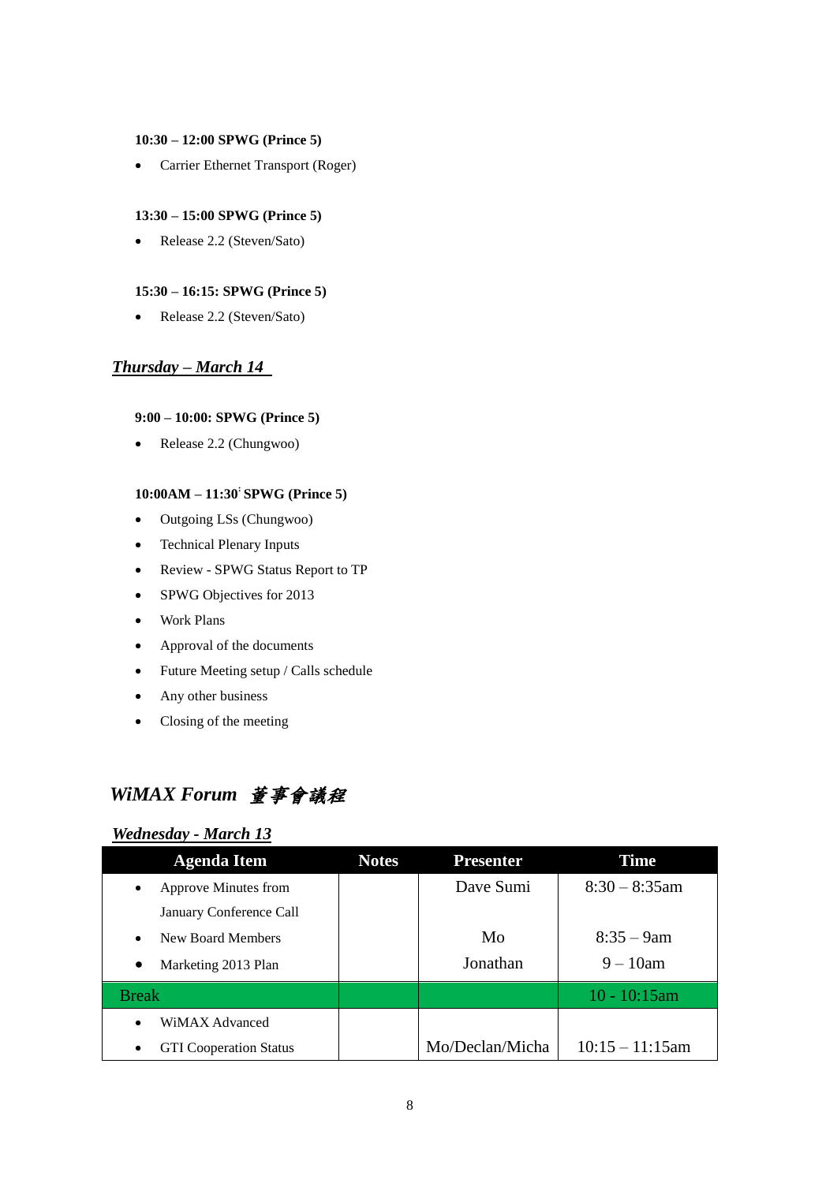**10:30 – 12:00 SPWG (Prince 5)**

- Carrier Ethernet Transport (Roger)

**13:30 – 15:00 SPWG (Prince 5)**

- Release 2.2 (Steven/Sato)

**15:30 – 16:15: SPWG (Prince 5)**

- Release 2.2 (Steven/Sato)

## *Thursday – March 14*

**9:00 – 10:00: SPWG (Prince 5)**

- Release 2.2 (Chungwoo)

**10:00AM – 11:30: SPWG (Prince 5)**

- Outgoing LSs (Chungwoo)
- Technical Plenary Inputs
- Review - SPWG Status Report to TP
- SPWG Objectives for 2013
- Work Plans
- Approval of the documents
- Future Meeting setup / Calls schedule
- Any other business
- Closing of the meeting

# *WiMAX Forum 董事會議程*

## *Wednesday - March 13*

| Agenda Item | Notes | Presenter | Time |
|---|---|---|---|
| • Approve Minutes from January Conference Call | | Dave Sumi | 8:30 – 8:35am |
| • New Board Members | | Mo | 8:35 – 9am |
| • Marketing 2013 Plan | | Jonathan | 9 – 10am |
| Break | | | 10 - 10:15am |
| • WiMAX Advanced<br>• GTI Cooperation Status | | Mo/Declan/Micha | 10:15 – 11:15am |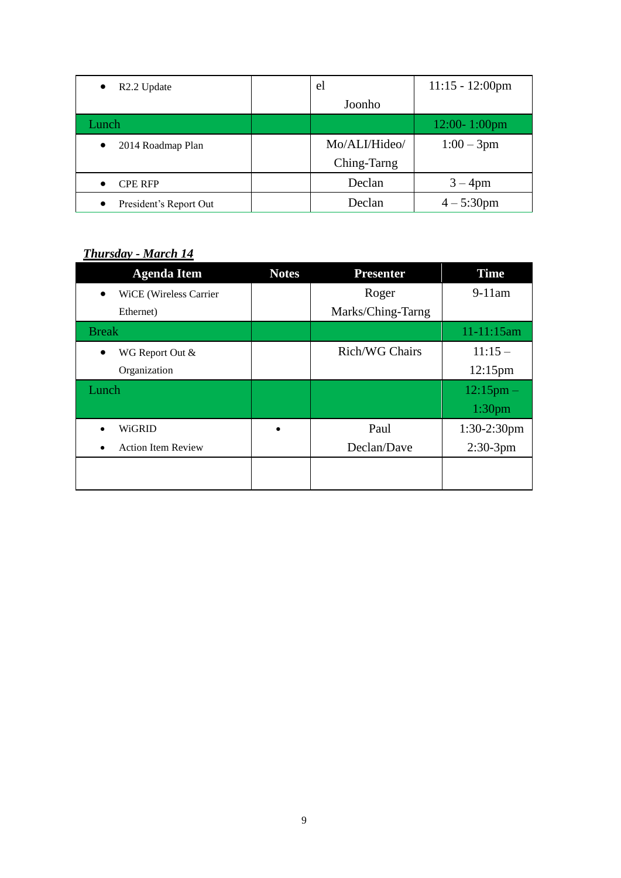| | | | |
|---|---|---|---|
| • R2.2 Update | | el Joonho | 11:15 - 12:00pm |
| Lunch | | | 12:00- 1:00pm |
| • 2014 Roadmap Plan | | Mo/ALI/Hideo/ Ching-Tarng | 1:00 – 3pm |
| • CPE RFP | | Declan | 3 – 4pm |
| • President's Report Out | | Declan | 4 – 5:30pm |

***Thursday - March 14***

| Agenda Item | Notes | Presenter | Time |
|---|---|---|---|
| • WiCE (Wireless Carrier Ethernet) | | Roger Marks/Ching-Tarng | 9-11am |
| Break | | | 11-11:15am |
| • WG Report Out & Organization | | Rich/WG Chairs | 11:15 – 12:15pm |
| Lunch | | | 12:15pm – 1:30pm |
| • WiGRID<br>• Action Item Review | • | Paul<br>Declan/Dave | 1:30-2:30pm<br>2:30-3pm |
| | | | |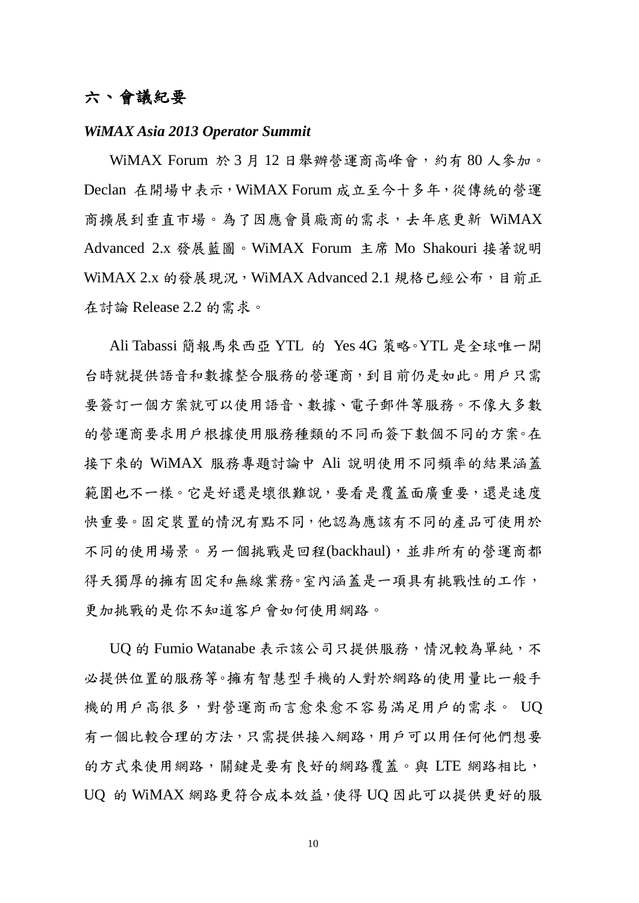## 六、會議紀要

***WiMAX Asia 2013 Operator Summit***

WiMAX Forum 於 3 月 12 日舉辦營運商高峰會，約有 80 人參加。Declan 在開場中表示，WiMAX Forum 成立至今十多年，從傳統的營運商擴展到垂直市場。為了因應會員廠商的需求，去年底更新 WiMAX Advanced 2.x 發展藍圖。WiMAX Forum 主席 Mo Shakouri 接著說明 WiMAX 2.x 的發展現況，WiMAX Advanced 2.1 規格已經公布，目前正在討論 Release 2.2 的需求。

Ali Tabassi 簡報馬來西亞 YTL 的 Yes 4G 策略。YTL 是全球唯一開台時就提供語音和數據整合服務的營運商，到目前仍是如此。用戶只需要簽訂一個方案就可以使用語音、數據、電子郵件等服務。不像大多數的營運商要求用戶根據使用服務種類的不同而簽下數個不同的方案。在接下來的 WiMAX 服務專題討論中 Ali 說明使用不同頻率的結果涵蓋範圍也不一樣。它是好還是壞很難說，要看是覆蓋面廣重要，還是速度快重要。固定裝置的情況有點不同，他認為應該有不同的產品可使用於不同的使用場景。另一個挑戰是回程(backhaul)，並非所有的營運商都得天獨厚的擁有固定和無線業務。室內涵蓋是一項具有挑戰性的工作，更加挑戰的是你不知道客戶會如何使用網路。

UQ 的 Fumio Watanabe 表示該公司只提供服務，情況較為單純，不必提供位置的服務等。擁有智慧型手機的人對於網路的使用量比一般手機的用戶高很多，對營運商而言愈來愈不容易滿足用戶的需求。 UQ 有一個比較合理的方法，只需提供接入網路，用戶可以用任何他們想要的方式來使用網路，關鍵是要有良好的網路覆蓋。與 LTE 網路相比，UQ 的 WiMAX 網路更符合成本效益，使得 UQ 因此可以提供更好的服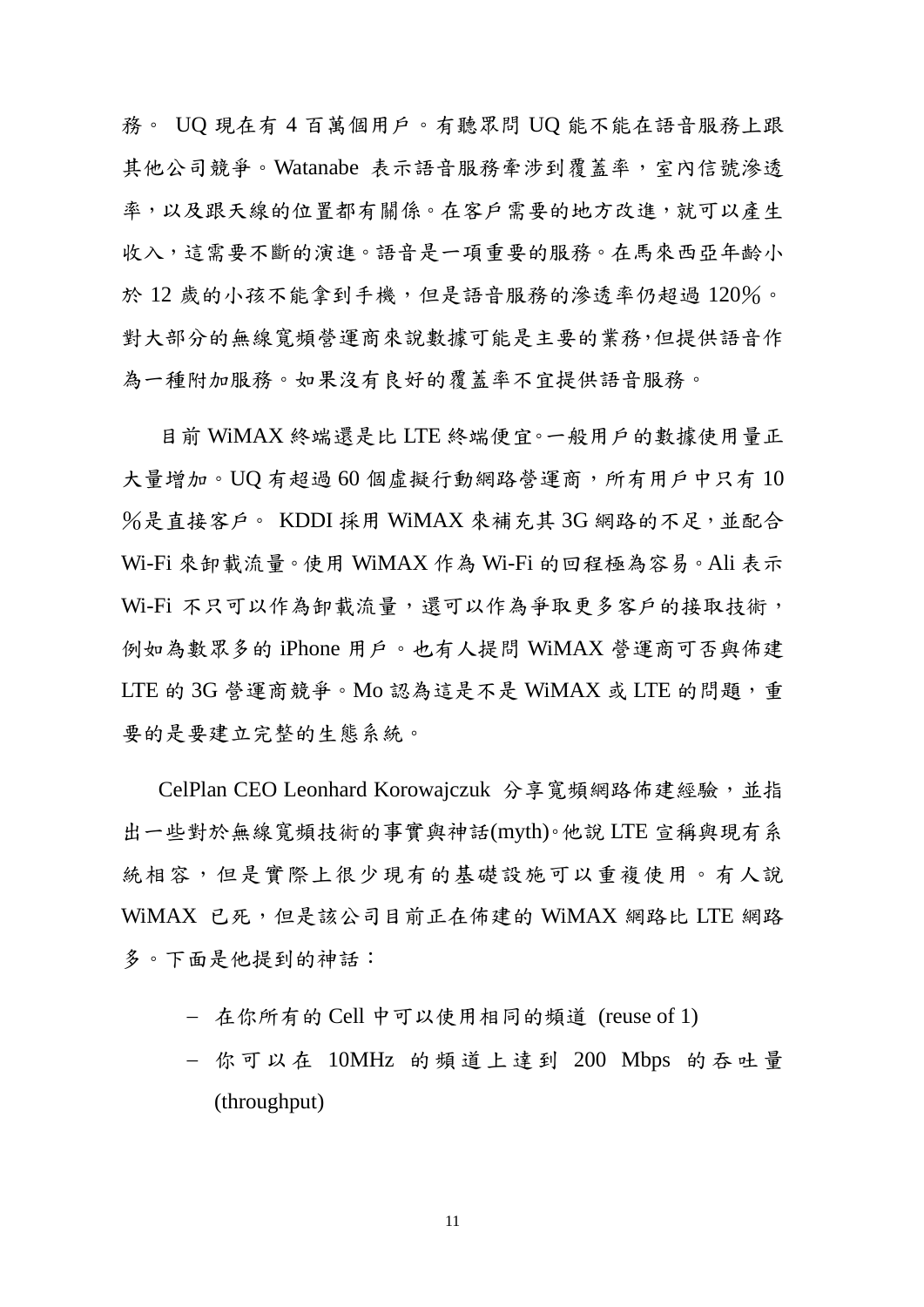務。 UQ 現在有 4 百萬個用戶。有聽眾問 UQ 能不能在語音服務上跟其他公司競爭。Watanabe 表示語音服務牽涉到覆蓋率，室內信號滲透率，以及跟天線的位置都有關係。在客戶需要的地方改進，就可以產生收入，這需要不斷的演進。語音是一項重要的服務。在馬來西亞年齡小於 12 歲的小孩不能拿到手機，但是語音服務的滲透率仍超過 120%。對大部分的無線寬頻營運商來說數據可能是主要的業務，但提供語音作為一種附加服務。如果沒有良好的覆蓋率不宜提供語音服務。

目前 WiMAX 終端還是比 LTE 終端便宜。一般用戶的數據使用量正大量增加。UQ 有超過 60 個虛擬行動網路營運商，所有用戶中只有 10%是直接客戶。 KDDI 採用 WiMAX 來補充其 3G 網路的不足，並配合 Wi-Fi 來卸載流量。使用 WiMAX 作為 Wi-Fi 的回程極為容易。Ali 表示 Wi-Fi 不只可以作為卸載流量，還可以作為爭取更多客戶的接取技術，例如為數眾多的 iPhone 用戶。也有人提問 WiMAX 營運商可否與佈建 LTE 的 3G 營運商競爭。Mo 認為這是不是 WiMAX 或 LTE 的問題，重要的是要建立完整的生態系統。

CelPlan CEO Leonhard Korowajczuk 分享寬頻網路佈建經驗，並指出一些對於無線寬頻技術的事實與神話(myth)。他說 LTE 宣稱與現有系統相容，但是實際上很少現有的基礎設施可以重複使用。有人說 WiMAX 已死，但是該公司目前正在佈建的 WiMAX 網路比 LTE 網路多。下面是他提到的神話：

- 在你所有的 Cell 中可以使用相同的頻道 (reuse of 1)
- 你可以在 10MHz 的頻道上達到 200 Mbps 的吞吐量 (throughput)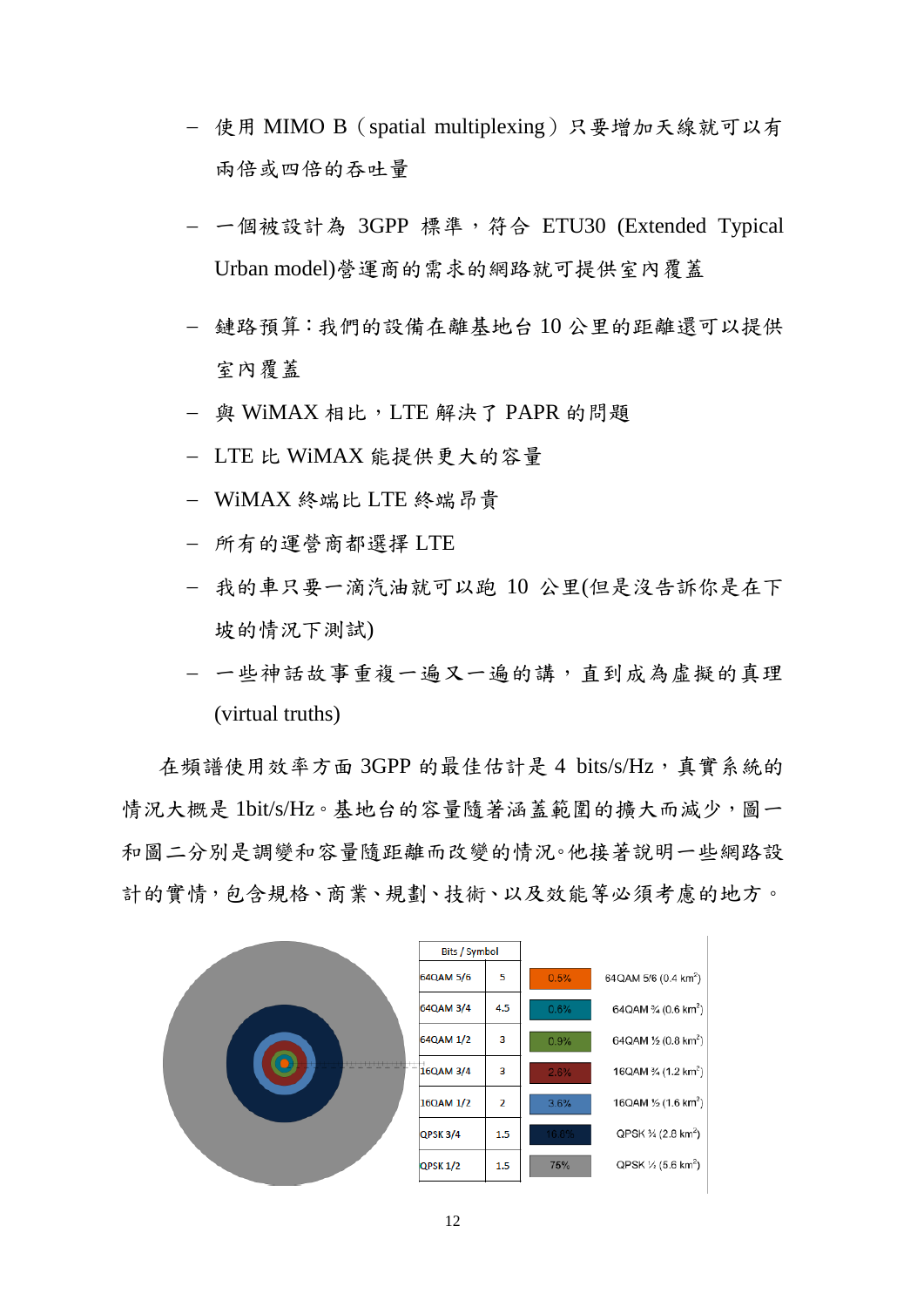- 使用 MIMO B（spatial multiplexing）只要增加天線就可以有兩倍或四倍的吞吐量
- 一個被設計為 3GPP 標準，符合 ETU30 (Extended Typical Urban model)營運商的需求的網路就可提供室內覆蓋
- 鏈路預算：我們的設備在離基地台 10 公里的距離還可以提供室內覆蓋
- 與 WiMAX 相比，LTE 解決了 PAPR 的問題
- LTE 比 WiMAX 能提供更大的容量
- WiMAX 終端比 LTE 終端昂貴
- 所有的運營商都選擇 LTE
- 我的車只要一滴汽油就可以跑 10 公里(但是沒告訴你是在下坡的情況下測試)
- 一些神話故事重複一遍又一遍的講，直到成為虛擬的真理 (virtual truths)

在頻譜使用效率方面 3GPP 的最佳估計是 4 bits/s/Hz，真實系統的情況大概是 1bit/s/Hz。基地台的容量隨著涵蓋範圍的擴大而減少，圖一和圖二分別是調變和容量隨距離而改變的情況。他接著說明一些網路設計的實情，包含規格、商業、規劃、技術、以及效能等必須考慮的地方。

| Bits / Symbol | |
|---|---|
| 64QAM 5/6 | 5 |
| 64QAM 3/4 | 4.5 |
| 64QAM 1/2 | 3 |
| 16QAM 3/4 | 3 |
| 16QAM 1/2 | 2 |
| QPSK 3/4 | 1.5 |
| QPSK 1/2 | 1.5 |

0.5% 64QAM 5/6 (0.4 km²)
0.6% 64QAM ¾ (0.6 km²)
0.9% 64QAM ½ (0.8 km²)
2.6% 16QAM ¾ (1.2 km²)
3.6% 16QAM ½ (1.6 km²)
16.6% QPSK ¾ (2.8 km²)
75% QPSK ½ (5.6 km²)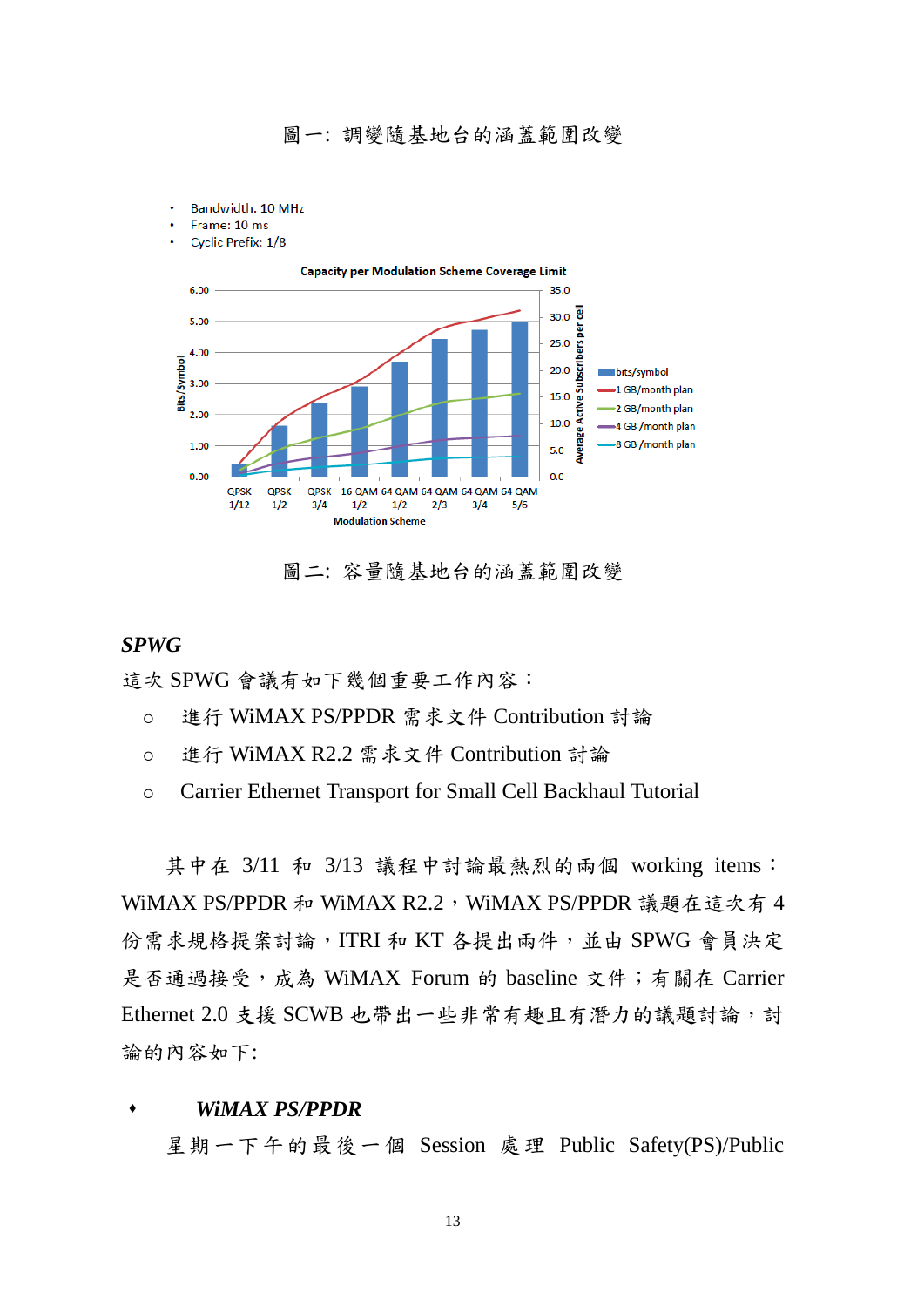圖一: 調變隨基地台的涵蓋範圍改變

- Bandwidth: 10 MHz
- Frame: 10 ms
- Cyclic Prefix: 1/8

Capacity per Modulation Scheme Coverage Limit

Bits/Symbol

6.00
5.00
4.00
3.00
2.00
1.00
0.00

Average Active Subscribers per cell

35.0
30.0
25.0
20.0
15.0
10.0
5.0
0.0

QPSK 1/12
QPSK 1/2
QPSK 3/4
16 QAM 1/2
64 QAM 1/2
64 QAM 2/3
64 QAM 3/4
64 QAM 5/6

Modulation Scheme

bits/symbol
1 GB/month plan
2 GB/month plan
4 GB /month plan
8 GB /month plan

圖二: 容量隨基地台的涵蓋範圍改變

### *SPWG*

這次 SPWG 會議有如下幾個重要工作內容：

- 進行 WiMAX PS/PPDR 需求文件 Contribution 討論
- 進行 WiMAX R2.2 需求文件 Contribution 討論
- Carrier Ethernet Transport for Small Cell Backhaul Tutorial

其中在 3/11 和 3/13 議程中討論最熱烈的兩個 working items：WiMAX PS/PPDR 和 WiMAX R2.2，WiMAX PS/PPDR 議題在這次有 4 份需求規格提案討論，ITRI 和 KT 各提出兩件，並由 SPWG 會員決定是否通過接受，成為 WiMAX Forum 的 baseline 文件；有關在 Carrier Ethernet 2.0 支援 SCWB 也帶出一些非常有趣且有潛力的議題討論，討論的內容如下:

- ***WiMAX PS/PPDR***

星期一下午的最後一個 Session 處理 Public Safety(PS)/Public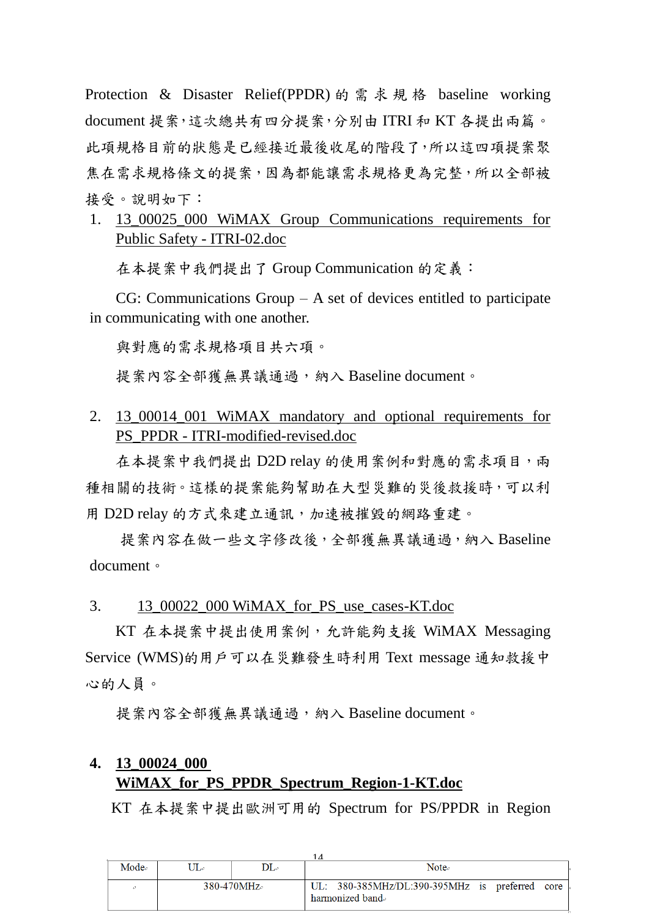Protection & Disaster Relief(PPDR)的需求規格 baseline working document 提案，這次總共有四分提案，分別由 ITRI 和 KT 各提出兩篇。此項規格目前的狀態是已經接近最後收尾的階段了，所以這四項提案聚焦在需求規格條文的提案，因為都能讓需求規格更為完整，所以全部被接受。說明如下：

1. 13_00025_000 WiMAX Group Communications requirements for Public Safety - ITRI-02.doc

   在本提案中我們提出了 Group Communication 的定義：

   CG: Communications Group – A set of devices entitled to participate in communicating with one another.

   與對應的需求規格項目共六項。

   提案內容全部獲無異議通過，納入 Baseline document。

2. 13_00014_001 WiMAX mandatory and optional requirements for PS_PPDR - ITRI-modified-revised.doc

   在本提案中我們提出 D2D relay 的使用案例和對應的需求項目，兩種相關的技術。這樣的提案能夠幫助在大型災難的災後救援時，可以利用 D2D relay 的方式來建立通訊，加速被摧毀的網路重建。

   提案內容在做一些文字修改後，全部獲無異議通過，納入 Baseline document。

3. 13_00022_000 WiMAX_for_PS_use_cases-KT.doc

   KT 在本提案中提出使用案例，允許能夠支援 WiMAX Messaging Service (WMS)的用戶可以在災難發生時利用 Text message 通知救援中心的人員。

   提案內容全部獲無異議通過，納入 Baseline document。

4. **13_00024_000 WiMAX_for_PS_PPDR_Spectrum_Region-1-KT.doc**

   KT 在本提案中提出歐洲可用的 Spectrum for PS/PPDR in Region

| Mode | UL | DL | Note |
|---|---|---|---|
| | 380-470MHz | | UL: 380-385MHz/DL:390-395MHz is preferred core harmonized band |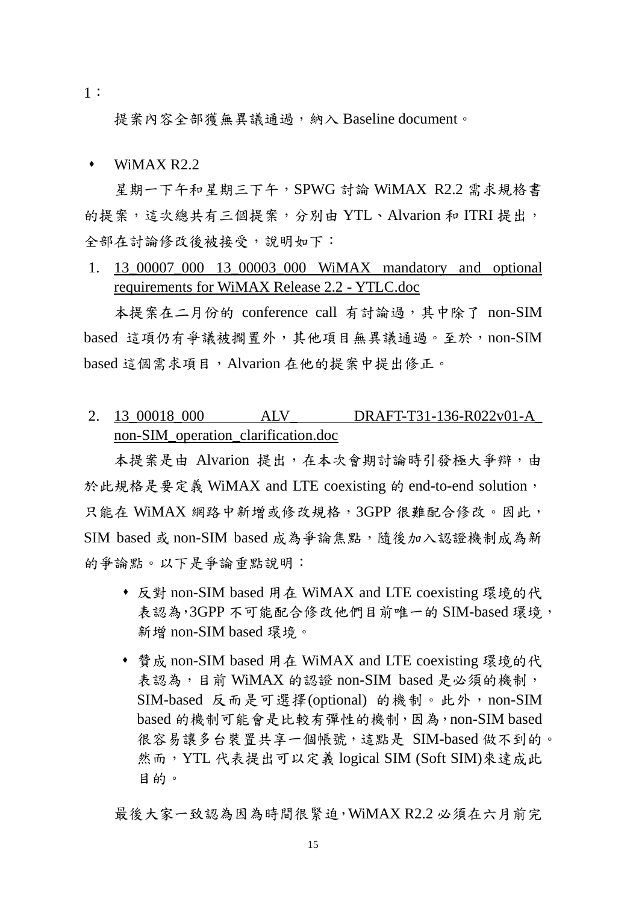1：

提案內容全部獲無異議通過，納入 Baseline document。

- WiMAX R2.2

星期一下午和星期三下午，SPWG 討論 WiMAX R2.2 需求規格書的提案，這次總共有三個提案，分別由 YTL、Alvarion 和 ITRI 提出，全部在討論修改後被接受，說明如下：

1. <u>13_00007_000 13_00003_000 WiMAX mandatory and optional requirements for WiMAX Release 2.2 - YTLC.doc</u>

本提案在二月份的 conference call 有討論過，其中除了 non-SIM based 這項仍有爭議被擱置外，其他項目無異議通過。至於，non-SIM based 這個需求項目，Alvarion 在他的提案中提出修正。

2. <u>13_00018_000 ALV_ DRAFT-T31-136-R022v01-A_ non-SIM_operation_clarification.doc</u>

本提案是由 Alvarion 提出，在本次會期討論時引發極大爭辯，由於此規格是要定義 WiMAX and LTE coexisting 的 end-to-end solution，只能在 WiMAX 網路中新增或修改規格，3GPP 很難配合修改。因此，SIM based 或 non-SIM based 成為爭論焦點，隨後加入認證機制成為新的爭論點。以下是爭論重點說明：

- 反對 non-SIM based 用在 WiMAX and LTE coexisting 環境的代表認為，3GPP 不可能配合修改他們目前唯一的 SIM-based 環境，新增 non-SIM based 環境。
- 贊成 non-SIM based 用在 WiMAX and LTE coexisting 環境的代表認為，目前 WiMAX 的認證 non-SIM based 是必須的機制，SIM-based 反而是可選擇(optional) 的機制。此外，non-SIM based 的機制可能會是比較有彈性的機制，因為，non-SIM based 很容易讓多台裝置共享一個帳號，這點是 SIM-based 做不到的。然而，YTL 代表提出可以定義 logical SIM (Soft SIM)來達成此目的。

最後大家一致認為因為時間很緊迫，WiMAX R2.2 必須在六月前完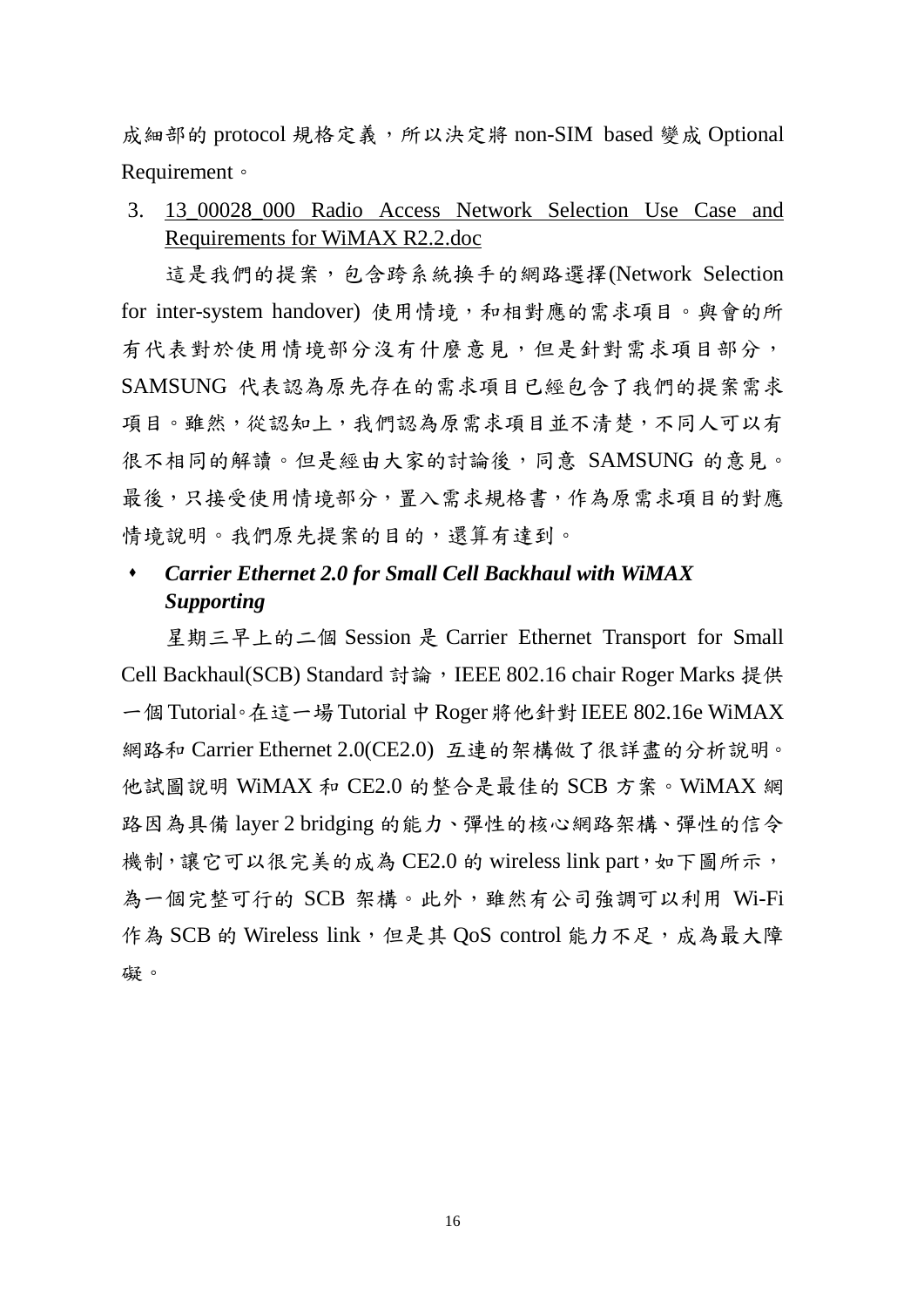成細部的 protocol 規格定義，所以決定將 non-SIM based 變成 Optional Requirement。

3. <u>13_00028_000 Radio Access Network Selection Use Case and Requirements for WiMAX R2.2.doc</u>

這是我們的提案，包含跨系統換手的網路選擇(Network Selection for inter-system handover) 使用情境，和相對應的需求項目。與會的所有代表對於使用情境部分沒有什麼意見，但是針對需求項目部分，SAMSUNG 代表認為原先存在的需求項目已經包含了我們的提案需求項目。雖然，從認知上，我們認為原需求項目並不清楚，不同人可以有很不相同的解讀。但是經由大家的討論後，同意 SAMSUNG 的意見。最後，只接受使用情境部分，置入需求規格書，作為原需求項目的對應情境說明。我們原先提案的目的，還算有達到。

- ***Carrier Ethernet 2.0 for Small Cell Backhaul with WiMAX Supporting***

星期三早上的二個 Session 是 Carrier Ethernet Transport for Small Cell Backhaul(SCB) Standard 討論，IEEE 802.16 chair Roger Marks 提供一個 Tutorial。在這一場 Tutorial 中 Roger 將他針對 IEEE 802.16e WiMAX 網路和 Carrier Ethernet 2.0(CE2.0) 互連的架構做了很詳盡的分析說明。他試圖說明 WiMAX 和 CE2.0 的整合是最佳的 SCB 方案。WiMAX 網路因為具備 layer 2 bridging 的能力、彈性的核心網路架構、彈性的信令機制，讓它可以很完美的成為 CE2.0 的 wireless link part，如下圖所示，為一個完整可行的 SCB 架構。此外，雖然有公司強調可以利用 Wi-Fi 作為 SCB 的 Wireless link，但是其 QoS control 能力不足，成為最大障礙。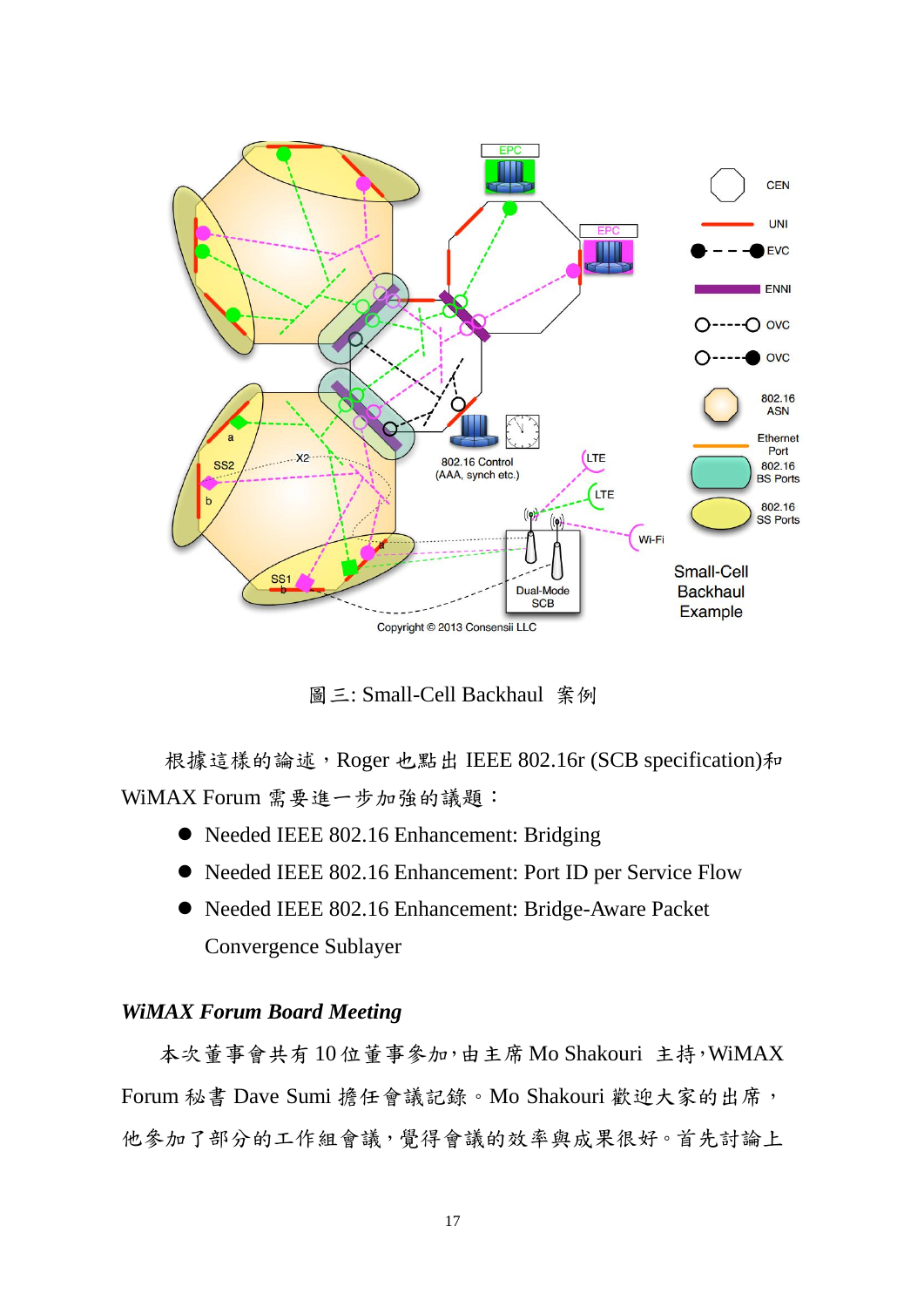圖三: Small-Cell Backhaul 案例

根據這樣的論述，Roger 也點出 IEEE 802.16r (SCB specification)和 WiMAX Forum 需要進一步加強的議題：

- Needed IEEE 802.16 Enhancement: Bridging
- Needed IEEE 802.16 Enhancement: Port ID per Service Flow
- Needed IEEE 802.16 Enhancement: Bridge-Aware Packet Convergence Sublayer

***WiMAX Forum Board Meeting***

本次董事會共有 10 位董事參加，由主席 Mo Shakouri 主持，WiMAX Forum 秘書 Dave Sumi 擔任會議記錄。Mo Shakouri 歡迎大家的出席，他參加了部分的工作組會議，覺得會議的效率與成果很好。首先討論上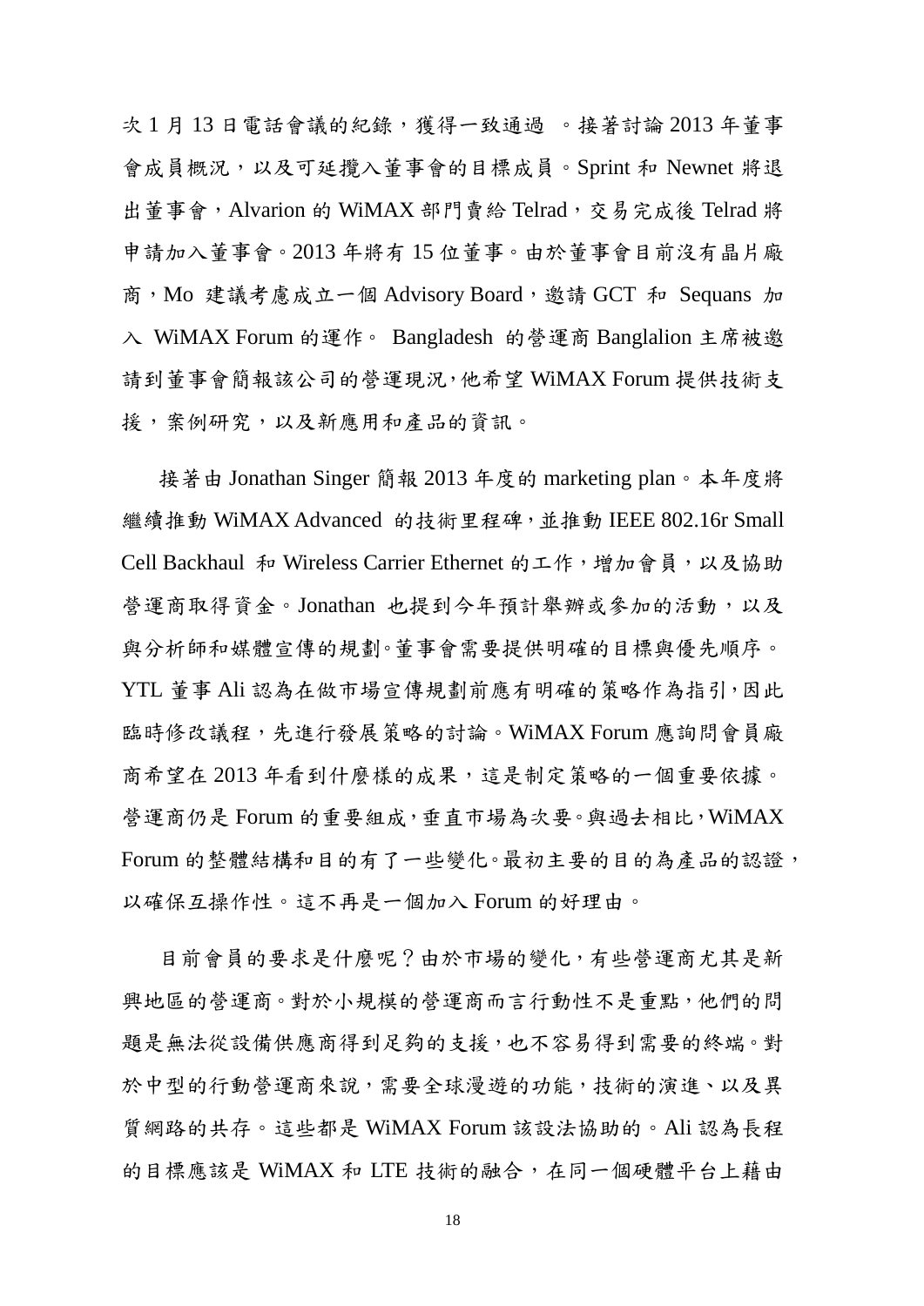次 1 月 13 日電話會議的紀錄，獲得一致通過 。接著討論 2013 年董事會成員概況，以及可延攬入董事會的目標成員。Sprint 和 Newnet 將退出董事會，Alvarion 的 WiMAX 部門賣給 Telrad，交易完成後 Telrad 將申請加入董事會。2013 年將有 15 位董事。由於董事會目前沒有晶片廠商，Mo 建議考慮成立一個 Advisory Board，邀請 GCT 和 Sequans 加入 WiMAX Forum 的運作。 Bangladesh 的營運商 Banglalion 主席被邀請到董事會簡報該公司的營運現況，他希望 WiMAX Forum 提供技術支援，案例研究，以及新應用和產品的資訊。

接著由 Jonathan Singer 簡報 2013 年度的 marketing plan。本年度將繼續推動 WiMAX Advanced 的技術里程碑，並推動 IEEE 802.16r Small Cell Backhaul 和 Wireless Carrier Ethernet 的工作，增加會員，以及協助營運商取得資金。Jonathan 也提到今年預計舉辦或參加的活動，以及與分析師和媒體宣傳的規劃。董事會需要提供明確的目標與優先順序。YTL 董事 Ali 認為在做市場宣傳規劃前應有明確的策略作為指引，因此臨時修改議程，先進行發展策略的討論。WiMAX Forum 應詢問會員廠商希望在 2013 年看到什麼樣的成果，這是制定策略的一個重要依據。營運商仍是 Forum 的重要組成，垂直市場為次要。與過去相比，WiMAX Forum 的整體結構和目的有了一些變化。最初主要的目的為產品的認證，以確保互操作性。這不再是一個加入 Forum 的好理由。

目前會員的要求是什麼呢？由於市場的變化，有些營運商尤其是新興地區的營運商。對於小規模的營運商而言行動性不是重點，他們的問題是無法從設備供應商得到足夠的支援，也不容易得到需要的終端。對於中型的行動營運商來說，需要全球漫遊的功能，技術的演進、以及異質網路的共存。這些都是 WiMAX Forum 該設法協助的。Ali 認為長程的目標應該是 WiMAX 和 LTE 技術的融合，在同一個硬體平台上藉由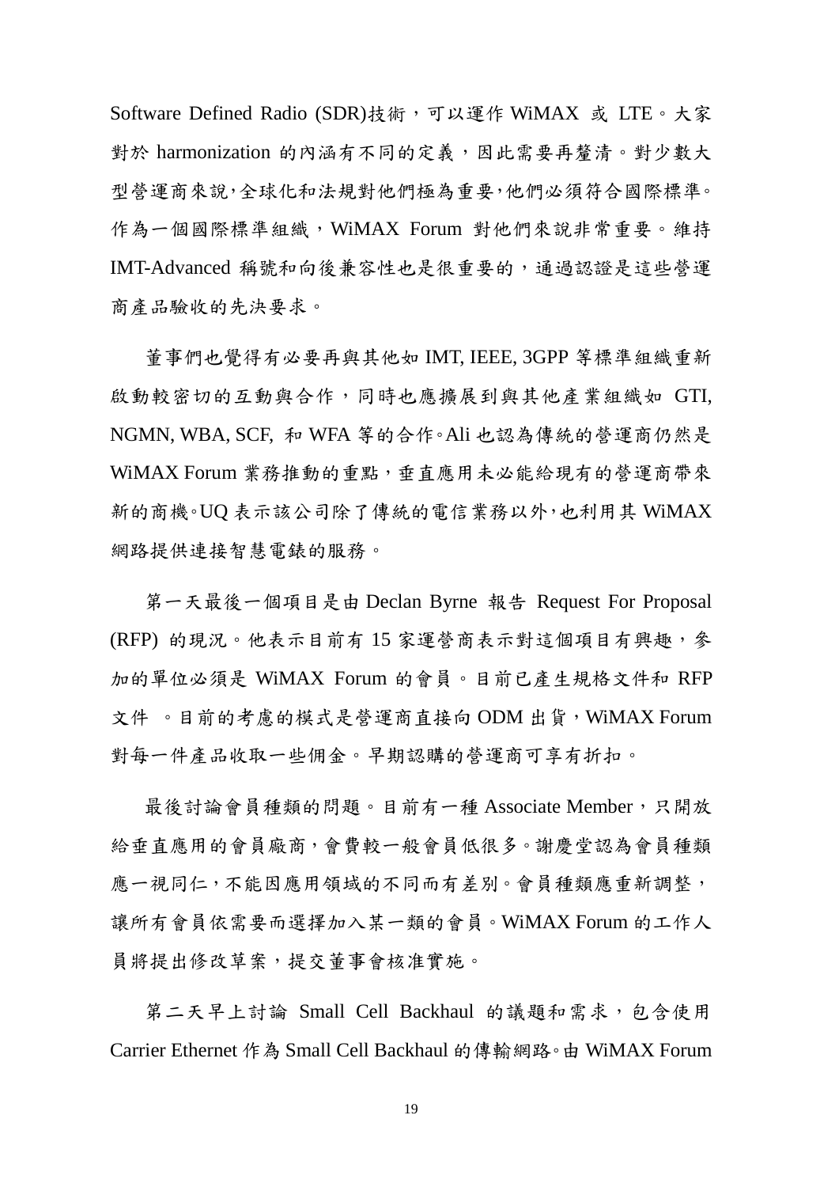Software Defined Radio (SDR)技術，可以運作 WiMAX 或 LTE。大家對於 harmonization 的內涵有不同的定義，因此需要再釐清。對少數大型營運商來說,全球化和法規對他們極為重要,他們必須符合國際標準。作為一個國際標準組織，WiMAX Forum 對他們來說非常重要。維持 IMT-Advanced 稱號和向後兼容性也是很重要的，通過認證是這些營運商產品驗收的先決要求。

董事們也覺得有必要再與其他如 IMT, IEEE, 3GPP 等標準組織重新啟動較密切的互動與合作，同時也應擴展到與其他產業組織如 GTI, NGMN, WBA, SCF, 和 WFA 等的合作。Ali 也認為傳統的營運商仍然是 WiMAX Forum 業務推動的重點，垂直應用未必能給現有的營運商帶來新的商機。UQ 表示該公司除了傳統的電信業務以外,也利用其 WiMAX 網路提供連接智慧電錶的服務。

第一天最後一個項目是由 Declan Byrne 報告 Request For Proposal (RFP) 的現況。他表示目前有 15 家運營商表示對這個項目有興趣，參加的單位必須是 WiMAX Forum 的會員。目前已產生規格文件和 RFP 文件 。目前的考慮的模式是營運商直接向 ODM 出貨，WiMAX Forum 對每一件產品收取一些佣金。早期認購的營運商可享有折扣。

最後討論會員種類的問題。目前有一種 Associate Member，只開放給垂直應用的會員廠商，會費較一般會員低很多。謝慶堂認為會員種類應一視同仁，不能因應用領域的不同而有差別。會員種類應重新調整，讓所有會員依需要而選擇加入某一類的會員。WiMAX Forum 的工作人員將提出修改草案，提交董事會核准實施。

第二天早上討論 Small Cell Backhaul 的議題和需求，包含使用 Carrier Ethernet 作為 Small Cell Backhaul 的傳輸網路。由 WiMAX Forum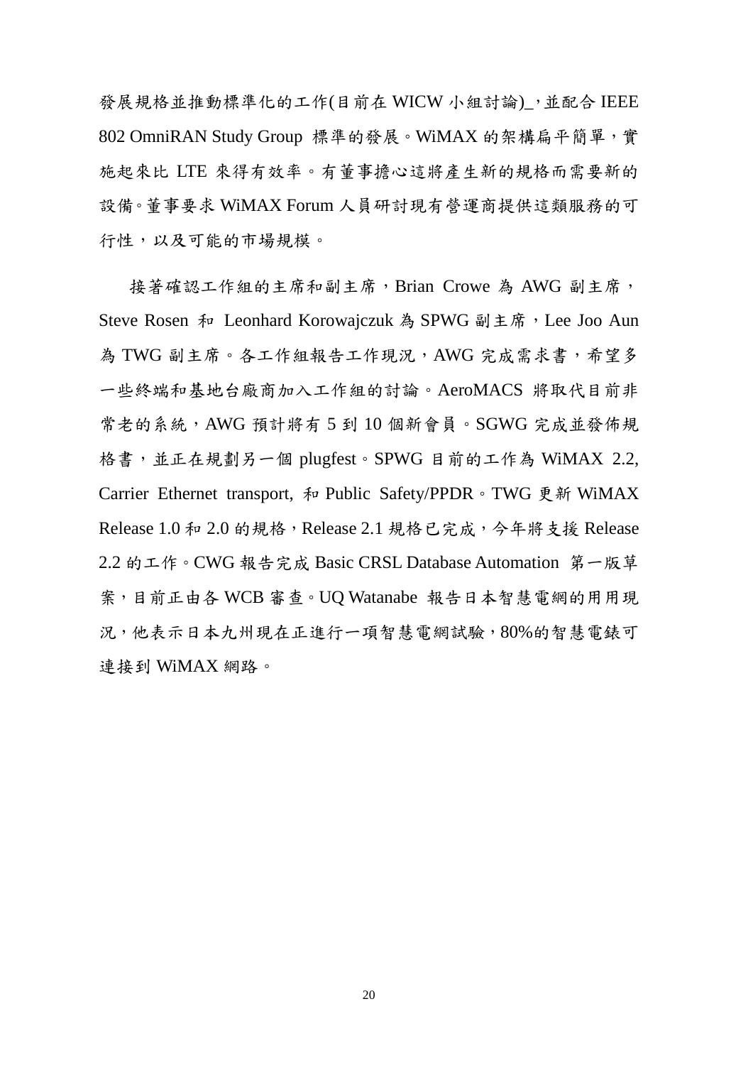發展規格並推動標準化的工作(目前在 WICW 小組討論)_，並配合 IEEE 802 OmniRAN Study Group 標準的發展。WiMAX 的架構扁平簡單，實施起來比 LTE 來得有效率。有董事擔心這將產生新的規格而需要新的設備。董事要求 WiMAX Forum 人員研討現有營運商提供這類服務的可行性，以及可能的市場規模。

接著確認工作組的主席和副主席，Brian Crowe 為 AWG 副主席，Steve Rosen 和 Leonhard Korowajczuk 為 SPWG 副主席，Lee Joo Aun 為 TWG 副主席。各工作組報告工作現況，AWG 完成需求書，希望多一些終端和基地台廠商加入工作組的討論。AeroMACS 將取代目前非常老的系統，AWG 預計將有 5 到 10 個新會員。SGWG 完成並發佈規格書，並正在規劃另一個 plugfest。SPWG 目前的工作為 WiMAX 2.2, Carrier Ethernet transport, 和 Public Safety/PPDR。TWG 更新 WiMAX Release 1.0 和 2.0 的規格，Release 2.1 規格已完成，今年將支援 Release 2.2 的工作。CWG 報告完成 Basic CRSL Database Automation 第一版草案，目前正由各 WCB 審查。UQ Watanabe 報告日本智慧電網的用用現況，他表示日本九州現在正進行一項智慧電網試驗，80%的智慧電錶可連接到 WiMAX 網路。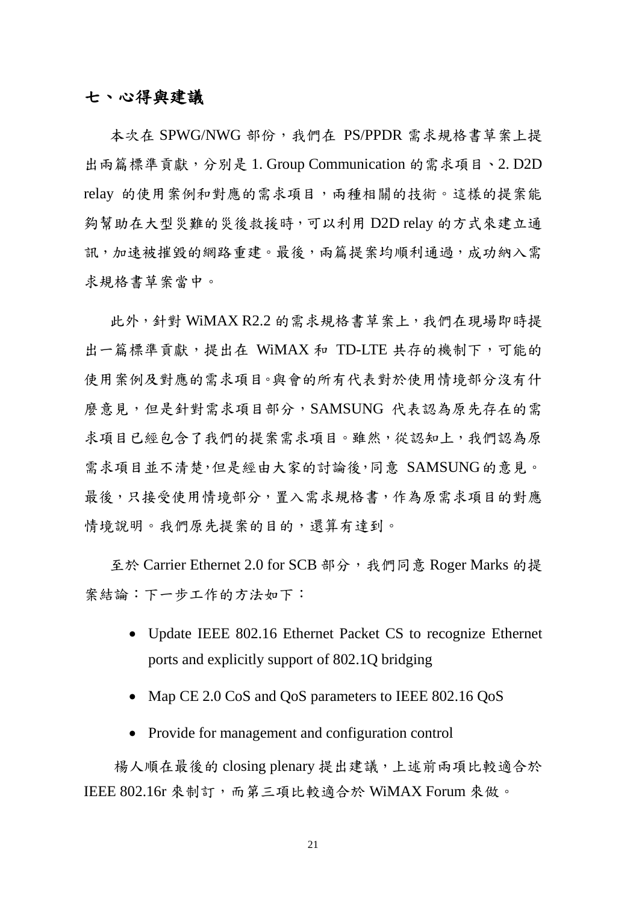# 七、心得與建議

本次在 SPWG/NWG 部份，我們在 PS/PPDR 需求規格書草案上提出兩篇標準貢獻，分別是 1. Group Communication 的需求項目、2. D2D relay 的使用案例和對應的需求項目，兩種相關的技術。這樣的提案能夠幫助在大型災難的災後救援時，可以利用 D2D relay 的方式來建立通訊，加速被摧毀的網路重建。最後，兩篇提案均順利通過，成功納入需求規格書草案當中。

此外，針對 WiMAX R2.2 的需求規格書草案上，我們在現場即時提出一篇標準貢獻，提出在 WiMAX 和 TD-LTE 共存的機制下，可能的使用案例及對應的需求項目。與會的所有代表對於使用情境部分沒有什麼意見，但是針對需求項目部分，SAMSUNG 代表認為原先存在的需求項目已經包含了我們的提案需求項目。雖然，從認知上，我們認為原需求項目並不清楚，但是經由大家的討論後，同意 SAMSUNG 的意見。最後，只接受使用情境部分，置入需求規格書，作為原需求項目的對應情境說明。我們原先提案的目的，還算有達到。

至於 Carrier Ethernet 2.0 for SCB 部分，我們同意 Roger Marks 的提案結論：下一步工作的方法如下：

- Update IEEE 802.16 Ethernet Packet CS to recognize Ethernet ports and explicitly support of 802.1Q bridging
- Map CE 2.0 CoS and QoS parameters to IEEE 802.16 QoS
- Provide for management and configuration control

楊人順在最後的 closing plenary 提出建議，上述前兩項比較適合於 IEEE 802.16r 來制訂，而第三項比較適合於 WiMAX Forum 來做。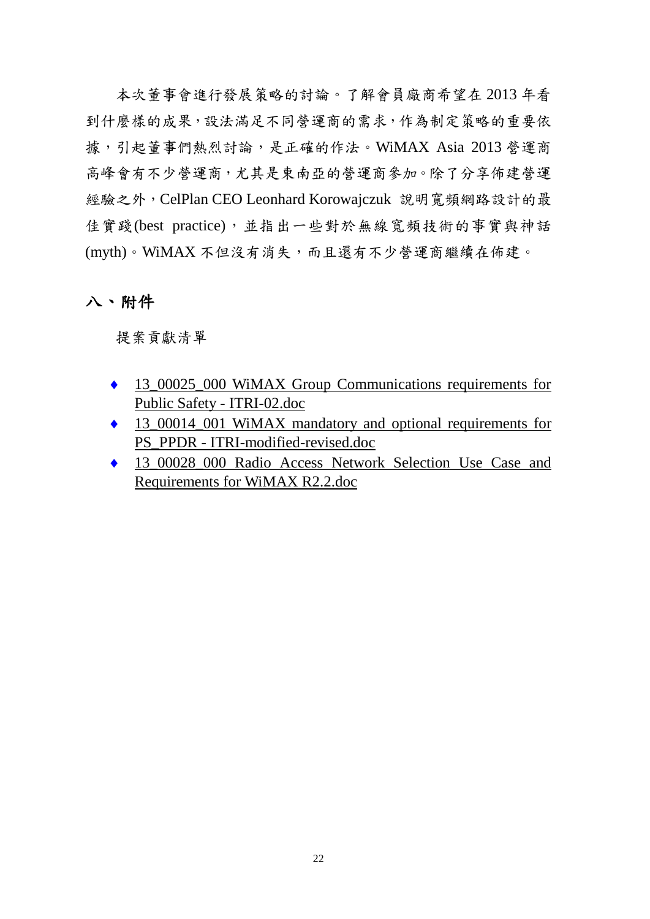本次董事會進行發展策略的討論。了解會員廠商希望在 2013 年看到什麼樣的成果，設法滿足不同營運商的需求，作為制定策略的重要依據，引起董事們熱烈討論，是正確的作法。WiMAX Asia 2013 營運商高峰會有不少營運商，尤其是東南亞的營運商參加。除了分享佈建營運經驗之外，CelPlan CEO Leonhard Korowajczuk 說明寬頻網路設計的最佳實踐(best practice)，並指出一些對於無線寬頻技術的事實與神話(myth)。WiMAX 不但沒有消失，而且還有不少營運商繼續在佈建。

## 八、附件

提案貢獻清單

- 13_00025_000 WiMAX Group Communications requirements for Public Safety - ITRI-02.doc
- 13_00014_001 WiMAX mandatory and optional requirements for PS_PPDR - ITRI-modified-revised.doc
- 13_00028_000 Radio Access Network Selection Use Case and Requirements for WiMAX R2.2.doc